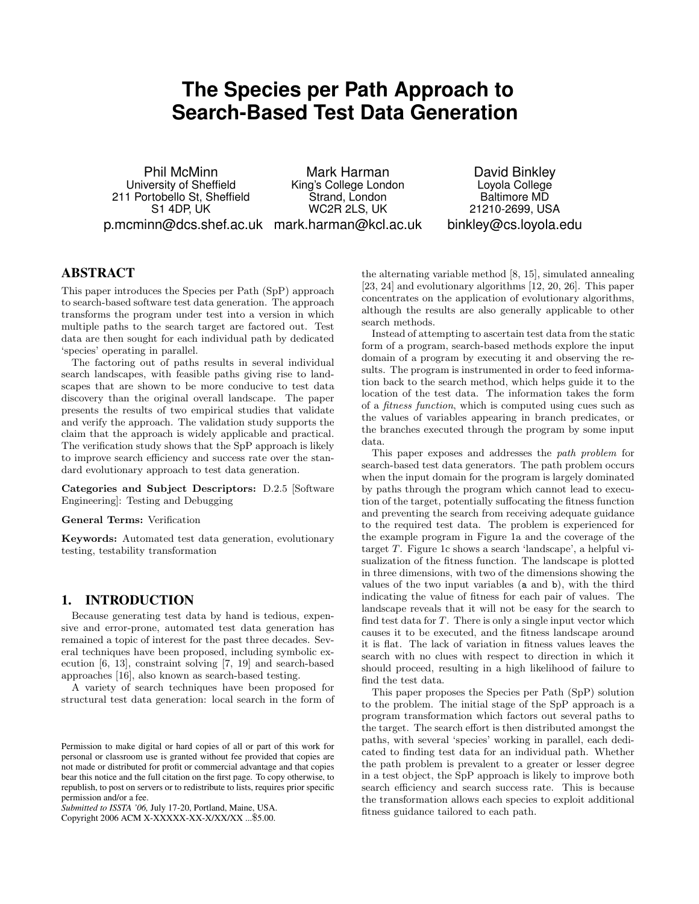# The Species per Path Approach to Search-Based Test Data Generation

Phil McMinn
University of Sheffield
211 Portobello St, Sheffield
S1 4DP, UK
p.mcminn@dcs.shef.ac.uk

Mark Harman
King's College London
Strand, London
WC2R 2LS, UK
mark.harman@kcl.ac.uk

David Binkley
Loyola College
Baltimore MD
21210-2699, USA
binkley@cs.loyola.edu

## ABSTRACT

This paper introduces the Species per Path (SpP) approach to search-based software test data generation. The approach transforms the program under test into a version in which multiple paths to the search target are factored out. Test data are then sought for each individual path by dedicated 'species' operating in parallel.

The factoring out of paths results in several individual search landscapes, with feasible paths giving rise to landscapes that are shown to be more conducive to test data discovery than the original overall landscape. The paper presents the results of two empirical studies that validate and verify the approach. The validation study supports the claim that the approach is widely applicable and practical. The verification study shows that the SpP approach is likely to improve search efficiency and success rate over the standard evolutionary approach to test data generation.

**Categories and Subject Descriptors:** D.2.5 [Software Engineering]: Testing and Debugging

**General Terms:** Verification

**Keywords:** Automated test data generation, evolutionary testing, testability transformation

## 1. INTRODUCTION

Because generating test data by hand is tedious, expensive and error-prone, automated test data generation has remained a topic of interest for the past three decades. Several techniques have been proposed, including symbolic execution [6, 13], constraint solving [7, 19] and search-based approaches [16], also known as search-based testing.

A variety of search techniques have been proposed for structural test data generation: local search in the form of the alternating variable method [8, 15], simulated annealing [23, 24] and evolutionary algorithms [12, 20, 26]. This paper concentrates on the application of evolutionary algorithms, although the results are also generally applicable to other search methods.

Instead of attempting to ascertain test data from the static form of a program, search-based methods explore the input domain of a program by executing it and observing the results. The program is instrumented in order to feed information back to the search method, which helps guide it to the location of the test data. The information takes the form of a *fitness function*, which is computed using cues such as the values of variables appearing in branch predicates, or the branches executed through the program by some input data.

This paper exposes and addresses the *path problem* for search-based test data generators. The path problem occurs when the input domain for the program is largely dominated by paths through the program which cannot lead to execution of the target, potentially suffocating the fitness function and preventing the search from receiving adequate guidance to the required test data. The problem is experienced for the example program in Figure 1a and the coverage of the target $T$. Figure 1c shows a search 'landscape', a helpful visualization of the fitness function. The landscape is plotted in three dimensions, with two of the dimensions showing the values of the two input variables (a and b), with the third indicating the value of fitness for each pair of values. The landscape reveals that it will not be easy for the search to find test data for $T$. There is only a single input vector which causes it to be executed, and the fitness landscape around it is flat. The lack of variation in fitness values leaves the search with no clues with respect to direction in which it should proceed, resulting in a high likelihood of failure to find the test data.

This paper proposes the Species per Path (SpP) solution to the problem. The initial stage of the SpP approach is a program transformation which factors out several paths to the target. The search effort is then distributed amongst the paths, with several 'species' working in parallel, each dedicated to finding test data for an individual path. Whether the path problem is prevalent to a greater or lesser degree in a test object, the SpP approach is likely to improve both search efficiency and search success rate. This is because the transformation allows each species to exploit additional fitness guidance tailored to each path.

Permission to make digital or hard copies of all or part of this work for personal or classroom use is granted without fee provided that copies are not made or distributed for profit or commercial advantage and that copies bear this notice and the full citation on the first page. To copy otherwise, to republish, to post on servers or to redistribute to lists, requires prior specific permission and/or a fee.
*Submitted to ISSTA '06,* July 17-20, Portland, Maine, USA.
Copyright 2006 ACM X-XXXXX-XX-X/XX/XX ...$5.00.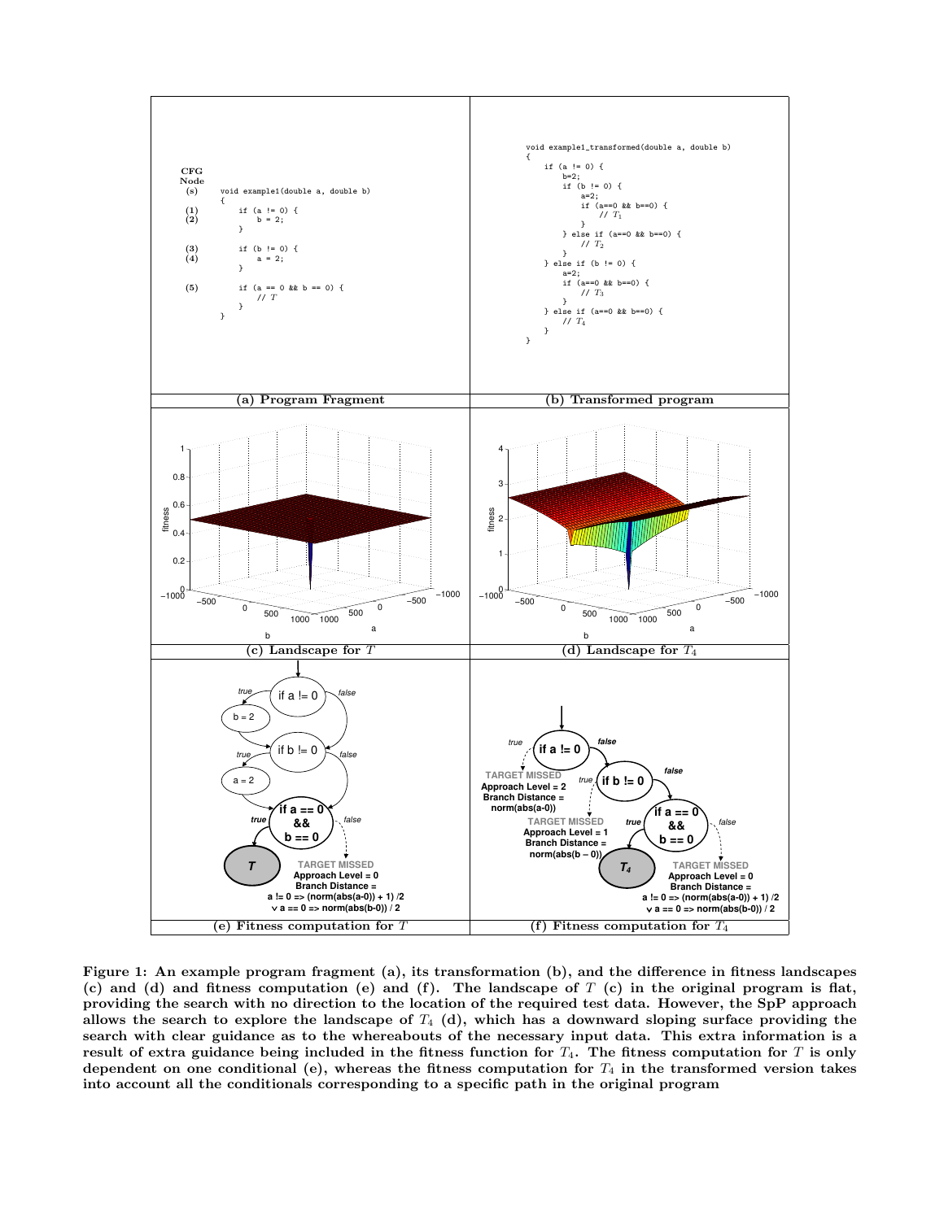| CFG Node (s) | |
|---|---|
| | `void example1(double a, double b)` |
| | `{` |
| (1) | `if (a != 0) {` |
| (2) | `b = 2;` |
| | `}` |
| (3) | `if (b != 0) {` |
| (4) | `a = 2;` |
| | `}` |
| (5) | `if (a == 0 && b == 0) {` |
| | `// T` |
| | `}` |
| | `}` |

**(a) Program Fragment**

```
void example1_transformed(double a, double b)
{
    if (a != 0) {
        b=2;
        if (b != 0) {
            a=2;
            if (a==0 && b==0) {
                // T1
            }
        } else if (a==0 && b==0) {
            // T2
        }
    } else if (b != 0) {
        a=2;
        if (a==0 && b==0) {
            // T3
        }
    } else if (a==0 && b==0) {
        // T4
    }
}
```

**(b) Transformed program**

**(c) Landscape for $T$**

**(d) Landscape for $T_4$**

**(e) Fitness computation for $T$**

**(f) Fitness computation for $T_4$**

**Figure 1: An example program fragment (a), its transformation (b), and the difference in fitness landscapes (c) and (d) and fitness computation (e) and (f). The landscape of $T$ (c) in the original program is flat, providing the search with no direction to the location of the required test data. However, the SpP approach allows the search to explore the landscape of $T_4$ (d), which has a downward sloping surface providing the search with clear guidance as to the whereabouts of the necessary input data. This extra information is a result of extra guidance being included in the fitness function for $T_4$. The fitness computation for $T$ is only dependent on one conditional (e), whereas the fitness computation for $T_4$ in the transformed version takes into account all the conditionals corresponding to a specific path in the original program**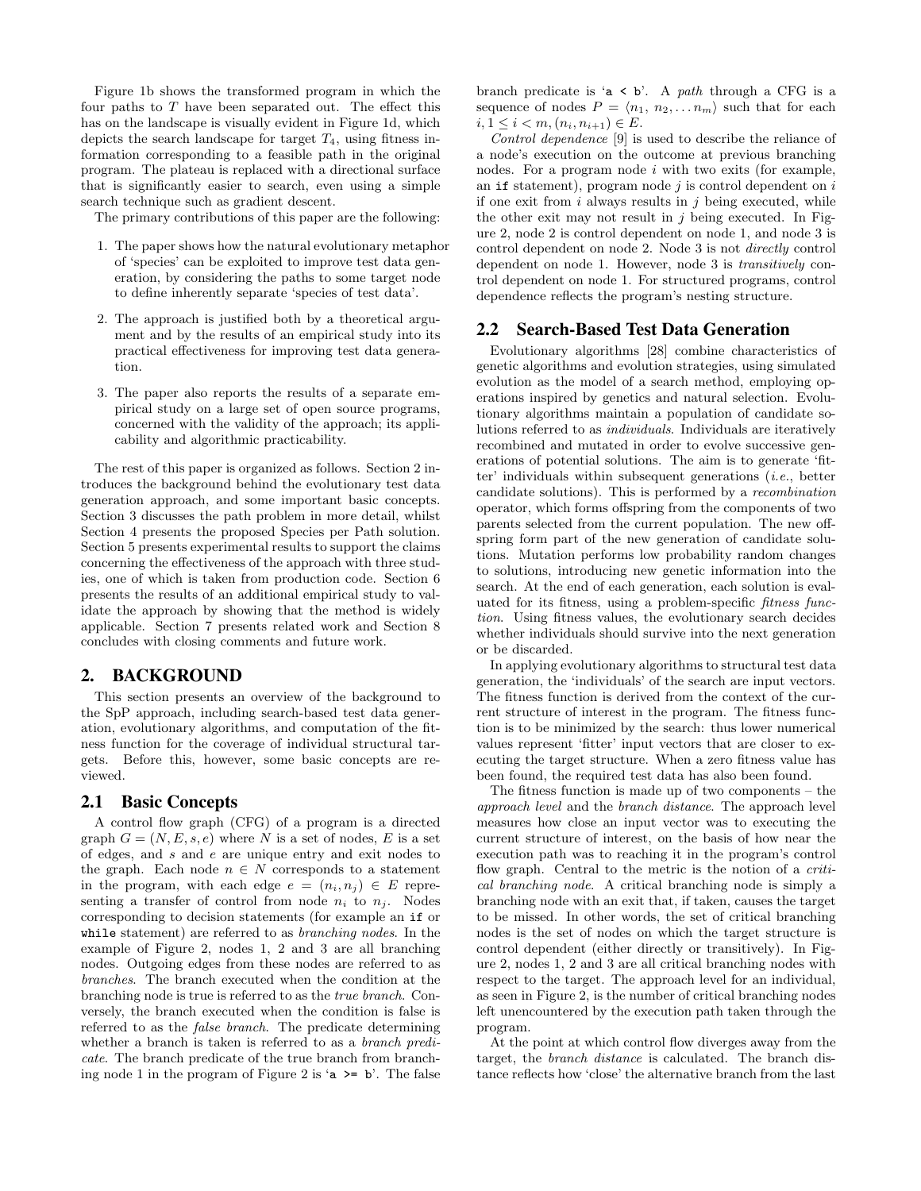Figure 1b shows the transformed program in which the four paths to $T$ have been separated out. The effect this has on the landscape is visually evident in Figure 1d, which depicts the search landscape for target $T_4$, using fitness information corresponding to a feasible path in the original program. The plateau is replaced with a directional surface that is significantly easier to search, even using a simple search technique such as gradient descent.

The primary contributions of this paper are the following:

1. The paper shows how the natural evolutionary metaphor of 'species' can be exploited to improve test data generation, by considering the paths to some target node to define inherently separate 'species of test data'.
2. The approach is justified both by a theoretical argument and by the results of an empirical study into its practical effectiveness for improving test data generation.
3. The paper also reports the results of a separate empirical study on a large set of open source programs, concerned with the validity of the approach; its applicability and algorithmic practicability.

The rest of this paper is organized as follows. Section 2 introduces the background behind the evolutionary test data generation approach, and some important basic concepts. Section 3 discusses the path problem in more detail, whilst Section 4 presents the proposed Species per Path solution. Section 5 presents experimental results to support the claims concerning the effectiveness of the approach with three studies, one of which is taken from production code. Section 6 presents the results of an additional empirical study to validate the approach by showing that the method is widely applicable. Section 7 presents related work and Section 8 concludes with closing comments and future work.

## 2. BACKGROUND

This section presents an overview of the background to the SpP approach, including search-based test data generation, evolutionary algorithms, and computation of the fitness function for the coverage of individual structural targets. Before this, however, some basic concepts are reviewed.

### 2.1 Basic Concepts

A control flow graph (CFG) of a program is a directed graph $G = (N, E, s, e)$ where $N$ is a set of nodes, $E$ is a set of edges, and $s$ and $e$ are unique entry and exit nodes to the graph. Each node $n \in N$ corresponds to a statement in the program, with each edge $e = (n_i, n_j) \in E$ representing a transfer of control from node $n_i$ to $n_j$. Nodes corresponding to decision statements (for example an `if` or `while` statement) are referred to as *branching nodes*. In the example of Figure 2, nodes 1, 2 and 3 are all branching nodes. Outgoing edges from these nodes are referred to as *branches*. The branch executed when the condition at the branching node is true is referred to as the *true branch*. Conversely, the branch executed when the condition is false is referred to as the *false branch*. The predicate determining whether a branch is taken is referred to as a *branch predicate*. The branch predicate of the true branch from branching node 1 in the program of Figure 2 is '`a >= b`'. The false branch predicate is '`a < b`'. A *path* through a CFG is a sequence of nodes $P = \langle n_1, n_2, \ldots n_m \rangle$ such that for each $i, 1 \leq i < m, (n_i, n_{i+1}) \in E$.

*Control dependence* [9] is used to describe the reliance of a node's execution on the outcome at previous branching nodes. For a program node $i$ with two exits (for example, an `if` statement), program node $j$ is control dependent on $i$ if one exit from $i$ always results in $j$ being executed, while the other exit may not result in $j$ being executed. In Figure 2, node 2 is control dependent on node 1, and node 3 is control dependent on node 2. Node 3 is not *directly* control dependent on node 1. However, node 3 is *transitively* control dependent on node 1. For structured programs, control dependence reflects the program's nesting structure.

### 2.2 Search-Based Test Data Generation

Evolutionary algorithms [28] combine characteristics of genetic algorithms and evolution strategies, using simulated evolution as the model of a search method, employing operations inspired by genetics and natural selection. Evolutionary algorithms maintain a population of candidate solutions referred to as *individuals*. Individuals are iteratively recombined and mutated in order to evolve successive generations of potential solutions. The aim is to generate 'fitter' individuals within subsequent generations (*i.e.*, better candidate solutions). This is performed by a *recombination* operator, which forms offspring from the components of two parents selected from the current population. The new offspring form part of the new generation of candidate solutions. Mutation performs low probability random changes to solutions, introducing new genetic information into the search. At the end of each generation, each solution is evaluated for its fitness, using a problem-specific *fitness function*. Using fitness values, the evolutionary search decides whether individuals should survive into the next generation or be discarded.

In applying evolutionary algorithms to structural test data generation, the 'individuals' of the search are input vectors. The fitness function is derived from the context of the current structure of interest in the program. The fitness function is to be minimized by the search: thus lower numerical values represent 'fitter' input vectors that are closer to executing the target structure. When a zero fitness value has been found, the required test data has also been found.

The fitness function is made up of two components – the *approach level* and the *branch distance*. The approach level measures how close an input vector was to executing the current structure of interest, on the basis of how near the execution path was to reaching it in the program's control flow graph. Central to the metric is the notion of a *critical branching node*. A critical branching node is simply a branching node with an exit that, if taken, causes the target to be missed. In other words, the set of critical branching nodes is the set of nodes on which the target structure is control dependent (either directly or transitively). In Figure 2, nodes 1, 2 and 3 are all critical branching nodes with respect to the target. The approach level for an individual, as seen in Figure 2, is the number of critical branching nodes left unencountered by the execution path taken through the program.

At the point at which control flow diverges away from the target, the *branch distance* is calculated. The branch distance reflects how 'close' the alternative branch from the last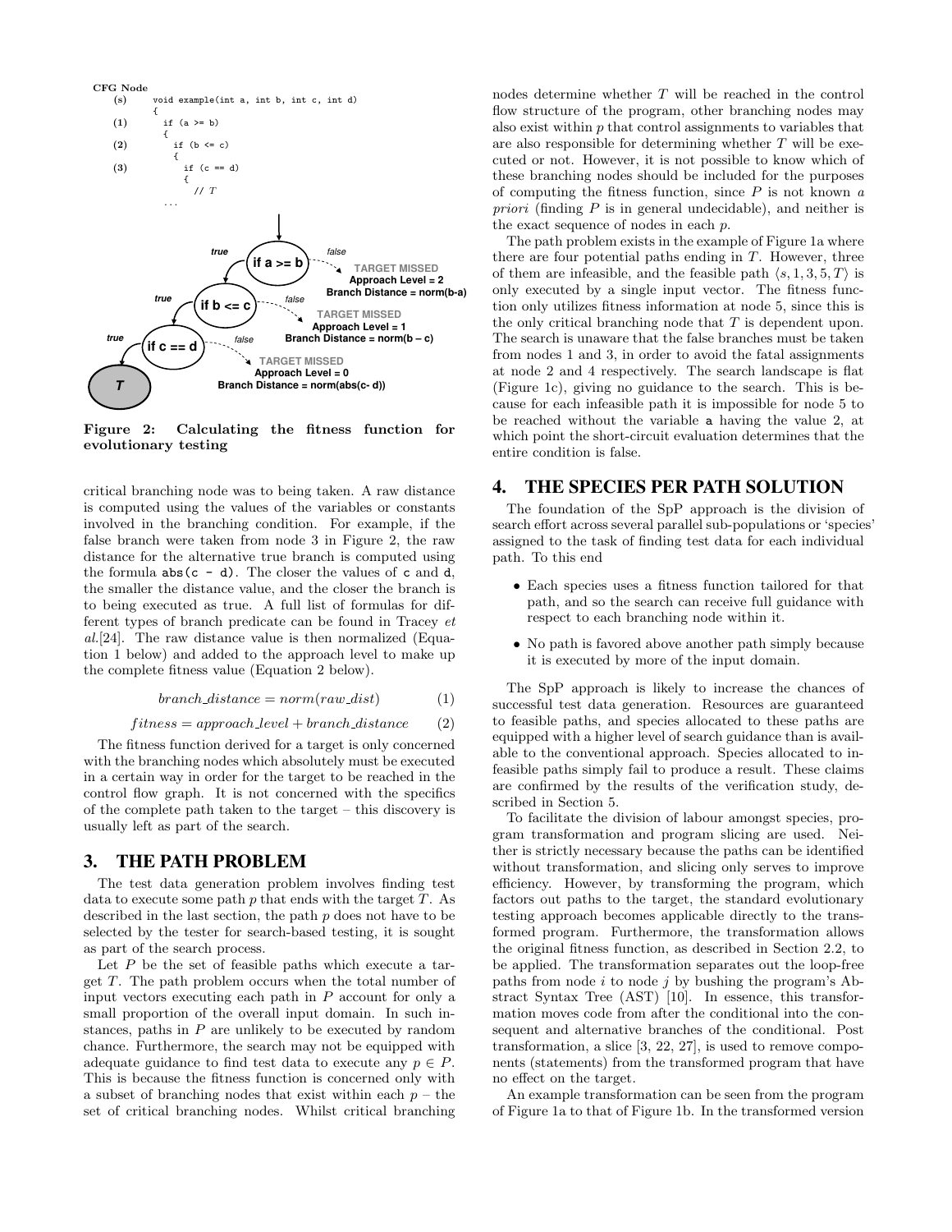```
CFG Node
(s)     void example(int a, int b, int c, int d)
        {
(1)       if (a >= b)
          {
(2)         if (b <= c)
            {
(3)           if (c == d)
              {
                // T
...
```

Figure 2: Calculating the fitness function for evolutionary testing

critical branching node was to being taken. A raw distance is computed using the values of the variables or constants involved in the branching condition. For example, if the false branch were taken from node 3 in Figure 2, the raw distance for the alternative true branch is computed using the formula `abs(c - d)`. The closer the values of c and d, the smaller the distance value, and the closer the branch is to being executed as true. A full list of formulas for different types of branch predicate can be found in Tracey *et al.*[24]. The raw distance value is then normalized (Equation 1 below) and added to the approach level to make up the complete fitness value (Equation 2 below).

$$branch\_distance = norm(raw\_dist) \quad (1)$$

$$fitness = approach\_level + branch\_distance \quad (2)$$

The fitness function derived for a target is only concerned with the branching nodes which absolutely must be executed in a certain way in order for the target to be reached in the control flow graph. It is not concerned with the specifics of the complete path taken to the target – this discovery is usually left as part of the search.

## 3. THE PATH PROBLEM

The test data generation problem involves finding test data to execute some path $p$ that ends with the target $T$. As described in the last section, the path $p$ does not have to be selected by the tester for search-based testing, it is sought as part of the search process.

Let $P$ be the set of feasible paths which execute a target $T$. The path problem occurs when the total number of input vectors executing each path in $P$ account for only a small proportion of the overall input domain. In such instances, paths in $P$ are unlikely to be executed by random chance. Furthermore, the search may not be equipped with adequate guidance to find test data to execute any $p \in P$. This is because the fitness function is concerned only with a subset of branching nodes that exist within each $p$ – the set of critical branching nodes. Whilst critical branching nodes determine whether $T$ will be reached in the control flow structure of the program, other branching nodes may also exist within $p$ that control assignments to variables that are also responsible for determining whether $T$ will be executed or not. However, it is not possible to know which of these branching nodes should be included for the purposes of computing the fitness function, since $P$ is not known *a priori* (finding $P$ is in general undecidable), and neither is the exact sequence of nodes in each $p$.

The path problem exists in the example of Figure 1a where there are four potential paths ending in $T$. However, three of them are infeasible, and the feasible path $\langle s, 1, 3, 5, T\rangle$ is only executed by a single input vector. The fitness function only utilizes fitness information at node 5, since this is the only critical branching node that $T$ is dependent upon. The search is unaware that the false branches must be taken from nodes 1 and 3, in order to avoid the fatal assignments at node 2 and 4 respectively. The search landscape is flat (Figure 1c), giving no guidance to the search. This is because for each infeasible path it is impossible for node 5 to be reached without the variable `a` having the value 2, at which point the short-circuit evaluation determines that the entire condition is false.

## 4. THE SPECIES PER PATH SOLUTION

The foundation of the SpP approach is the division of search effort across several parallel sub-populations or 'species' assigned to the task of finding test data for each individual path. To this end

- Each species uses a fitness function tailored for that path, and so the search can receive full guidance with respect to each branching node within it.
- No path is favored above another path simply because it is executed by more of the input domain.

The SpP approach is likely to increase the chances of successful test data generation. Resources are guaranteed to feasible paths, and species allocated to these paths are equipped with a higher level of search guidance than is available to the conventional approach. Species allocated to infeasible paths simply fail to produce a result. These claims are confirmed by the results of the verification study, described in Section 5.

To facilitate the division of labour amongst species, program transformation and program slicing are used. Neither is strictly necessary because the paths can be identified without transformation, and slicing only serves to improve efficiency. However, by transforming the program, which factors out paths to the target, the standard evolutionary testing approach becomes applicable directly to the transformed program. Furthermore, the transformation allows the original fitness function, as described in Section 2.2, to be applied. The transformation separates out the loop-free paths from node $i$ to node $j$ by bushing the program's Abstract Syntax Tree (AST) [10]. In essence, this transformation moves code from after the conditional into the consequent and alternative branches of the conditional. Post transformation, a slice [3, 22, 27], is used to remove components (statements) from the transformed program that have no effect on the target.

An example transformation can be seen from the program of Figure 1a to that of Figure 1b. In the transformed version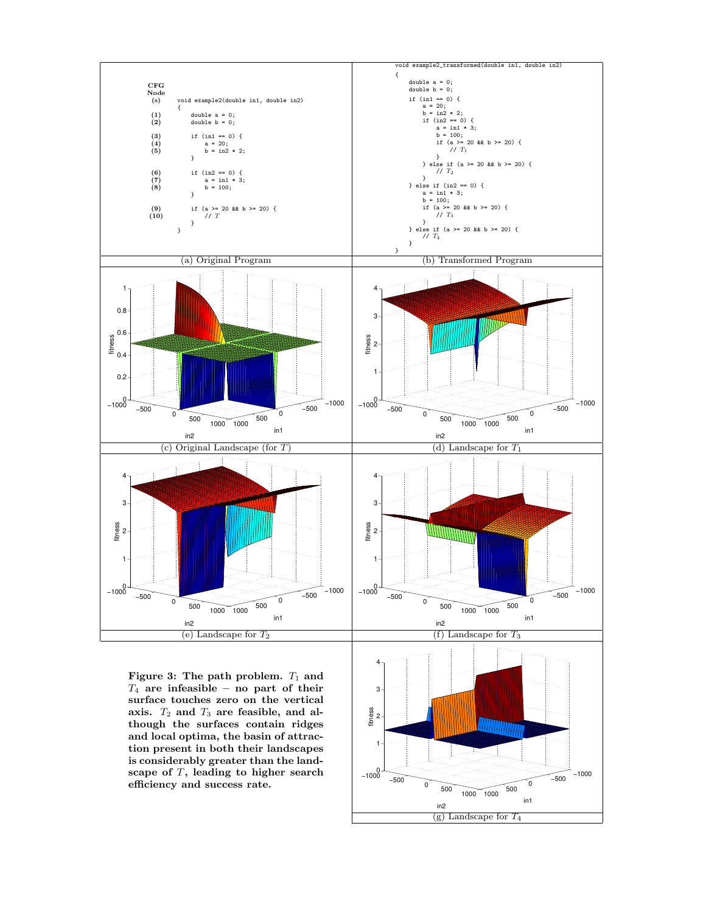CFG Node

```
(s)     void example2(double in1, double in2)
        {
(1)         double a = 0;
(2)         double b = 0;

(3)         if (in1 == 0) {
(4)             a = 20;
(5)             b = in2 * 2;
            }

(6)         if (in2 == 0) {
(7)             a = in1 * 3;
(8)             b = 100;
            }

(9)         if (a >= 20 && b >= 20) {
(10)            // T
            }
        }
```

(a) Original Program

```
void example2_transformed(double in1, double in2)
{
    double a = 0;
    double b = 0;

    if (in1 == 0) {
        a = 20;
        b = in2 * 2;
        if (in2 == 0) {
            a = in1 * 3;
            b = 100;
            if (a >= 20 && b >= 20) {
                // T1
            }
        } else if (a >= 20 && b >= 20) {
            // T2
        }
    } else if (in2 == 0) {
        a = in1 * 3;
        b = 100;
        if (a >= 20 && b >= 20) {
            // T3
        }
    } else if (a >= 20 && b >= 20) {
        // T4
    }
}
```

(b) Transformed Program

(c) Original Landscape (for $T$)

(d) Landscape for $T_1$

(e) Landscape for $T_2$

(f) Landscape for $T_3$

(g) Landscape for $T_4$

**Figure 3: The path problem. $T_1$ and $T_4$ are infeasible – no part of their surface touches zero on the vertical axis. $T_2$ and $T_3$ are feasible, and although the surfaces contain ridges and local optima, the basin of attraction present in both their landscapes is considerably greater than the landscape of $T$, leading to higher search efficiency and success rate.**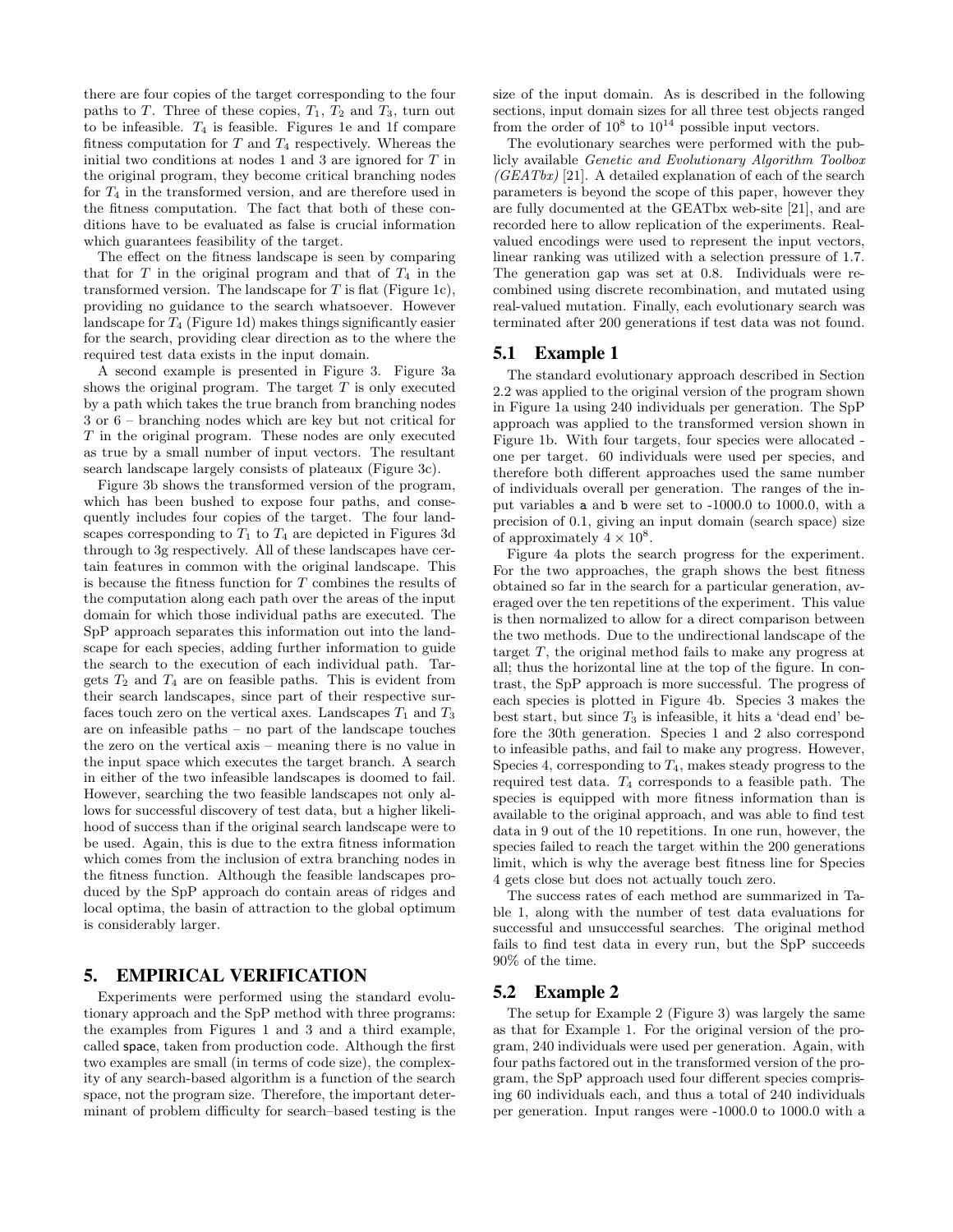there are four copies of the target corresponding to the four paths to $T$. Three of these copies, $T_1$, $T_2$ and $T_3$, turn out to be infeasible. $T_4$ is feasible. Figures 1e and 1f compare fitness computation for $T$ and $T_4$ respectively. Whereas the initial two conditions at nodes 1 and 3 are ignored for $T$ in the original program, they become critical branching nodes for $T_4$ in the transformed version, and are therefore used in the fitness computation. The fact that both of these conditions have to be evaluated as false is crucial information which guarantees feasibility of the target.

The effect on the fitness landscape is seen by comparing that for $T$ in the original program and that of $T_4$ in the transformed version. The landscape for $T$ is flat (Figure 1c), providing no guidance to the search whatsoever. However landscape for $T_4$ (Figure 1d) makes things significantly easier for the search, providing clear direction as to the where the required test data exists in the input domain.

A second example is presented in Figure 3. Figure 3a shows the original program. The target $T$ is only executed by a path which takes the true branch from branching nodes 3 or 6 – branching nodes which are key but not critical for $T$ in the original program. These nodes are only executed as true by a small number of input vectors. The resultant search landscape largely consists of plateaux (Figure 3c).

Figure 3b shows the transformed version of the program, which has been bushed to expose four paths, and consequently includes four copies of the target. The four landscapes corresponding to $T_1$ to $T_4$ are depicted in Figures 3d through to 3g respectively. All of these landscapes have certain features in common with the original landscape. This is because the fitness function for $T$ combines the results of the computation along each path over the areas of the input domain for which those individual paths are executed. The SpP approach separates this information out into the landscape for each species, adding further information to guide the search to the execution of each individual path. Targets $T_2$ and $T_4$ are on feasible paths. This is evident from their search landscapes, since part of their respective surfaces touch zero on the vertical axes. Landscapes $T_1$ and $T_3$ are on infeasible paths – no part of the landscape touches the zero on the vertical axis – meaning there is no value in the input space which executes the target branch. A search in either of the two infeasible landscapes is doomed to fail. However, searching the two feasible landscapes not only allows for successful discovery of test data, but a higher likelihood of success than if the original search landscape were to be used. Again, this is due to the extra fitness information which comes from the inclusion of extra branching nodes in the fitness function. Although the feasible landscapes produced by the SpP approach do contain areas of ridges and local optima, the basin of attraction to the global optimum is considerably larger.

## 5. EMPIRICAL VERIFICATION

Experiments were performed using the standard evolutionary approach and the SpP method with three programs: the examples from Figures 1 and 3 and a third example, called space, taken from production code. Although the first two examples are small (in terms of code size), the complexity of any search-based algorithm is a function of the search space, not the program size. Therefore, the important determinant of problem difficulty for search–based testing is the size of the input domain. As is described in the following sections, input domain sizes for all three test objects ranged from the order of $10^8$ to $10^{14}$ possible input vectors.

The evolutionary searches were performed with the publicly available *Genetic and Evolutionary Algorithm Toolbox (GEATbx)* [21]. A detailed explanation of each of the search parameters is beyond the scope of this paper, however they are fully documented at the GEATbx web-site [21], and are recorded here to allow replication of the experiments. Real-valued encodings were used to represent the input vectors, linear ranking was utilized with a selection pressure of 1.7. The generation gap was set at 0.8. Individuals were recombined using discrete recombination, and mutated using real-valued mutation. Finally, each evolutionary search was terminated after 200 generations if test data was not found.

### 5.1 Example 1

The standard evolutionary approach described in Section 2.2 was applied to the original version of the program shown in Figure 1a using 240 individuals per generation. The SpP approach was applied to the transformed version shown in Figure 1b. With four targets, four species were allocated - one per target. 60 individuals were used per species, and therefore both different approaches used the same number of individuals overall per generation. The ranges of the input variables a and b were set to -1000.0 to 1000.0, with a precision of 0.1, giving an input domain (search space) size of approximately $4 \times 10^8$.

Figure 4a plots the search progress for the experiment. For the two approaches, the graph shows the best fitness obtained so far in the search for a particular generation, averaged over the ten repetitions of the experiment. This value is then normalized to allow for a direct comparison between the two methods. Due to the undirectional landscape of the target $T$, the original method fails to make any progress at all; thus the horizontal line at the top of the figure. In contrast, the SpP approach is more successful. The progress of each species is plotted in Figure 4b. Species 3 makes the best start, but since $T_3$ is infeasible, it hits a 'dead end' before the 30th generation. Species 1 and 2 also correspond to infeasible paths, and fail to make any progress. However, Species 4, corresponding to $T_4$, makes steady progress to the required test data. $T_4$ corresponds to a feasible path. The species is equipped with more fitness information than is available to the original approach, and was able to find test data in 9 out of the 10 repetitions. In one run, however, the species failed to reach the target within the 200 generations limit, which is why the average best fitness line for Species 4 gets close but does not actually touch zero.

The success rates of each method are summarized in Table 1, along with the number of test data evaluations for successful and unsuccessful searches. The original method fails to find test data in every run, but the SpP succeeds 90% of the time.

### 5.2 Example 2

The setup for Example 2 (Figure 3) was largely the same as that for Example 1. For the original version of the program, 240 individuals were used per generation. Again, with four paths factored out in the transformed version of the program, the SpP approach used four different species comprising 60 individuals each, and thus a total of 240 individuals per generation. Input ranges were -1000.0 to 1000.0 with a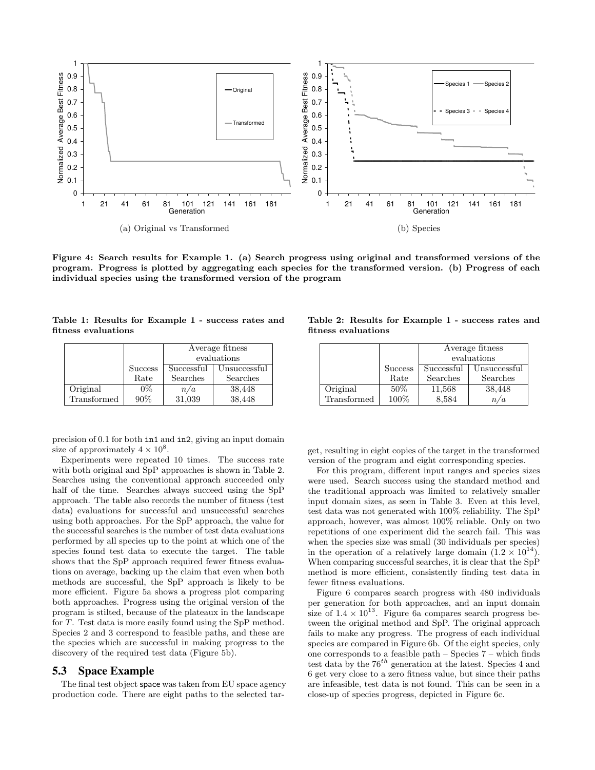(a) Original vs Transformed

(b) Species

**Figure 4: Search results for Example 1. (a) Search progress using original and transformed versions of the program. Progress is plotted by aggregating each species for the transformed version. (b) Progress of each individual species using the transformed version of the program**

**Table 1: Results for Example 1 - success rates and fitness evaluations**

| | Success Rate | Average fitness evaluations | |
|---|---|---|---|
| | | Successful Searches | Unsuccessful Searches |
| Original | 0% | *n/a* | 38,448 |
| Transformed | 90% | 31,039 | 38,448 |

**Table 2: Results for Example 1 - success rates and fitness evaluations**

| | Success Rate | Average fitness evaluations | |
|---|---|---|---|
| | | Successful Searches | Unsuccessful Searches |
| Original | 50% | 11,568 | 38,448 |
| Transformed | 100% | 8,584 | *n/a* |

precision of 0.1 for both `in1` and `in2`, giving an input domain size of approximately $4 \times 10^8$.

Experiments were repeated 10 times. The success rate with both original and SpP approaches is shown in Table 2. Searches using the conventional approach succeeded only half of the time. Searches always succeed using the SpP approach. The table also records the number of fitness (test data) evaluations for successful and unsuccessful searches using both approaches. For the SpP approach, the value for the successful searches is the number of test data evaluations performed by all species up to the point at which one of the species found test data to execute the target. The table shows that the SpP approach required fewer fitness evaluations on average, backing up the claim that even when both methods are successful, the SpP approach is likely to be more efficient. Figure 5a shows a progress plot comparing both approaches. Progress using the original version of the program is stilted, because of the plateaux in the landscape for $T$. Test data is more easily found using the SpP method. Species 2 and 3 correspond to feasible paths, and these are the species which are successful in making progress to the discovery of the required test data (Figure 5b).

## 5.3 Space Example

The final test object `space` was taken from EU space agency production code. There are eight paths to the selected target, resulting in eight copies of the target in the transformed version of the program and eight corresponding species.

For this program, different input ranges and species sizes were used. Search success using the standard method and the traditional approach was limited to relatively smaller input domain sizes, as seen in Table 3. Even at this level, test data was not generated with 100% reliability. The SpP approach, however, was almost 100% reliable. Only on two repetitions of one experiment did the search fail. This was when the species size was small (30 individuals per species) in the operation of a relatively large domain ($1.2 \times 10^{14}$). When comparing successful searches, it is clear that the SpP method is more efficient, consistently finding test data in fewer fitness evaluations.

Figure 6 compares search progress with 480 individuals per generation for both approaches, and an input domain size of $1.4 \times 10^{13}$. Figure 6a compares search progress between the original method and SpP. The original approach fails to make any progress. The progress of each individual species are compared in Figure 6b. Of the eight species, only one corresponds to a feasible path – Species 7 – which finds test data by the $76^{th}$ generation at the latest. Species 4 and 6 get very close to a zero fitness value, but since their paths are infeasible, test data is not found. This can be seen in a close-up of species progress, depicted in Figure 6c.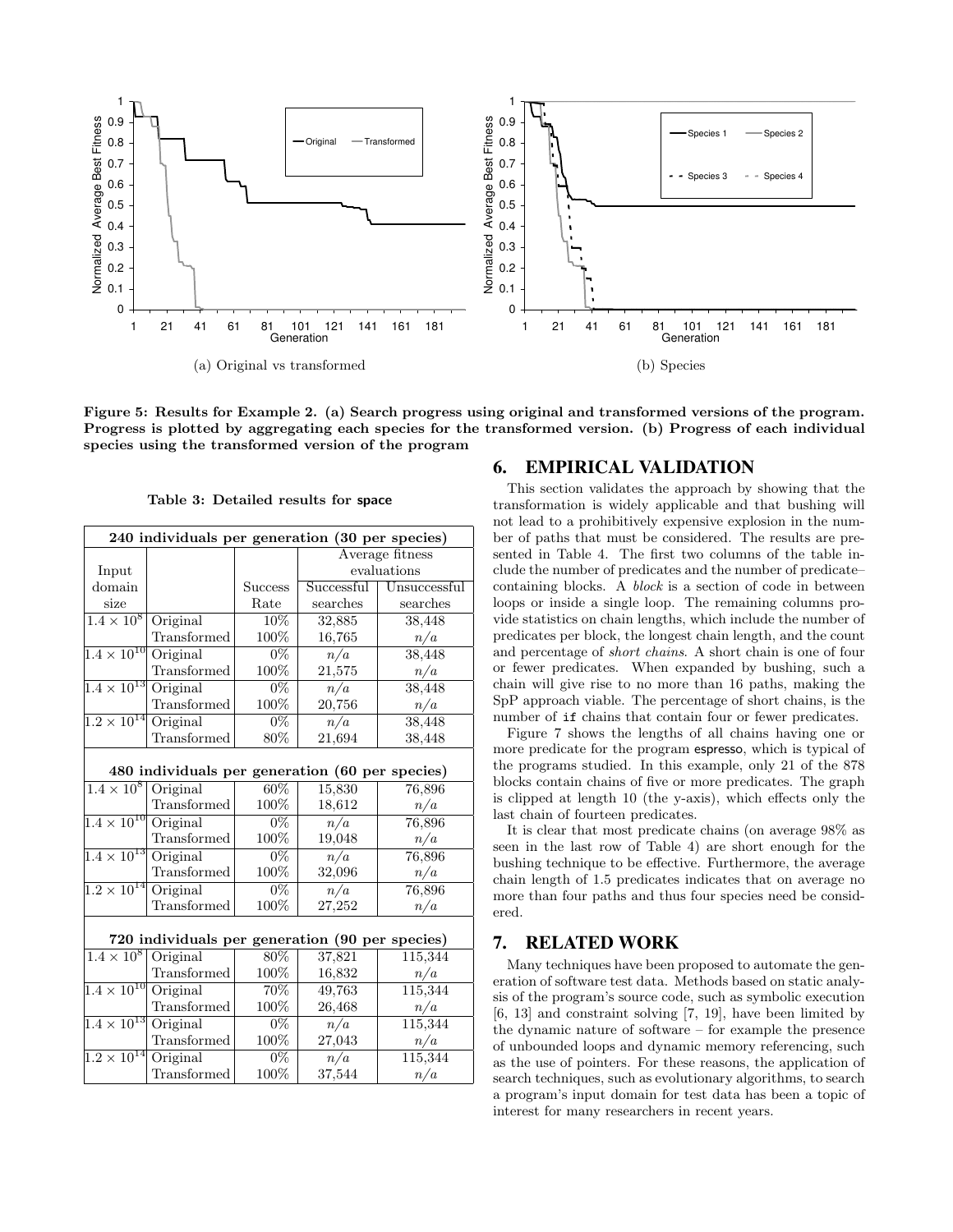Figure 5: Results for Example 2. (a) Search progress using original and transformed versions of the program. Progress is plotted by aggregating each species for the transformed version. (b) Progress of each individual species using the transformed version of the program

**Table 3: Detailed results for space**

| Input domain size | | Success Rate | Average fitness evaluations: Successful searches | Average fitness evaluations: Unsuccessful searches |
|---|---|---|---|---|
| **240 individuals per generation (30 per species)** | | | | |
| $1.4 \times 10^8$ | Original | 10% | 32,885 | 38,448 |
| | Transformed | 100% | 16,765 | $n/a$ |
| $1.4 \times 10^{10}$ | Original | 0% | $n/a$ | 38,448 |
| | Transformed | 100% | 21,575 | $n/a$ |
| $1.4 \times 10^{13}$ | Original | 0% | $n/a$ | 38,448 |
| | Transformed | 100% | 20,756 | $n/a$ |
| $1.2 \times 10^{14}$ | Original | 0% | $n/a$ | 38,448 |
| | Transformed | 80% | 21,694 | 38,448 |
| **480 individuals per generation (60 per species)** | | | | |
| $1.4 \times 10^8$ | Original | 60% | 15,830 | 76,896 |
| | Transformed | 100% | 18,612 | $n/a$ |
| $1.4 \times 10^{10}$ | Original | 0% | $n/a$ | 76,896 |
| | Transformed | 100% | 19,048 | $n/a$ |
| $1.4 \times 10^{13}$ | Original | 0% | $n/a$ | 76,896 |
| | Transformed | 100% | 32,096 | $n/a$ |
| $1.2 \times 10^{14}$ | Original | 0% | $n/a$ | 76,896 |
| | Transformed | 100% | 27,252 | $n/a$ |
| **720 individuals per generation (90 per species)** | | | | |
| $1.4 \times 10^8$ | Original | 80% | 37,821 | 115,344 |
| | Transformed | 100% | 16,832 | $n/a$ |
| $1.4 \times 10^{10}$ | Original | 70% | 49,763 | 115,344 |
| | Transformed | 100% | 26,468 | $n/a$ |
| $1.4 \times 10^{13}$ | Original | 0% | $n/a$ | 115,344 |
| | Transformed | 100% | 27,043 | $n/a$ |
| $1.2 \times 10^{14}$ | Original | 0% | $n/a$ | 115,344 |
| | Transformed | 100% | 37,544 | $n/a$ |

## 6. EMPIRICAL VALIDATION

This section validates the approach by showing that the transformation is widely applicable and that bushing will not lead to a prohibitively expensive explosion in the number of paths that must be considered. The results are presented in Table 4. The first two columns of the table include the number of predicates and the number of predicate–containing blocks. A *block* is a section of code in between loops or inside a single loop. The remaining columns provide statistics on chain lengths, which include the number of predicates per block, the longest chain length, and the count and percentage of *short chains*. A short chain is one of four or fewer predicates. When expanded by bushing, such a chain will give rise to no more than 16 paths, making the SpP approach viable. The percentage of short chains, is the number of `if` chains that contain four or fewer predicates.

Figure 7 shows the lengths of all chains having one or more predicate for the program `espresso`, which is typical of the programs studied. In this example, only 21 of the 878 blocks contain chains of five or more predicates. The graph is clipped at length 10 (the y-axis), which effects only the last chain of fourteen predicates.

It is clear that most predicate chains (on average 98% as seen in the last row of Table 4) are short enough for the bushing technique to be effective. Furthermore, the average chain length of 1.5 predicates indicates that on average no more than four paths and thus four species need be considered.

## 7. RELATED WORK

Many techniques have been proposed to automate the generation of software test data. Methods based on static analysis of the program's source code, such as symbolic execution [6, 13] and constraint solving [7, 19], have been limited by the dynamic nature of software – for example the presence of unbounded loops and dynamic memory referencing, such as the use of pointers. For these reasons, the application of search techniques, such as evolutionary algorithms, to search a program's input domain for test data has been a topic of interest for many researchers in recent years.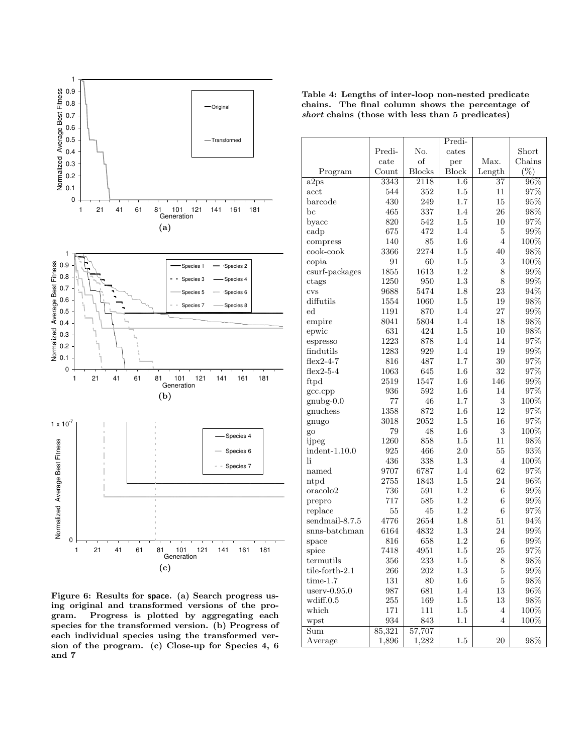Figure 6: Results for space. (a) Search progress using original and transformed versions of the program. Progress is plotted by aggregating each species for the transformed version. (b) Progress of each individual species using the transformed version of the program. (c) Close-up for Species 4, 6 and 7

**Table 4: Lengths of inter-loop non-nested predicate chains. The final column shows the percentage of *short* chains (those with less than 5 predicates)**

| Program | Predicate Count | No. of Blocks | Predicates per Block | Max. Length | Short Chains (%) |
|---|---|---|---|---|---|
| a2ps | 3343 | 2118 | 1.6 | 37 | 96% |
| acct | 544 | 352 | 1.5 | 11 | 97% |
| barcode | 430 | 249 | 1.7 | 15 | 95% |
| bc | 465 | 337 | 1.4 | 26 | 98% |
| byacc | 820 | 542 | 1.5 | 10 | 97% |
| cadp | 675 | 472 | 1.4 | 5 | 99% |
| compress | 140 | 85 | 1.6 | 4 | 100% |
| cook-cook | 3366 | 2274 | 1.5 | 40 | 98% |
| copia | 91 | 60 | 1.5 | 3 | 100% |
| csurf-packages | 1855 | 1613 | 1.2 | 8 | 99% |
| ctags | 1250 | 950 | 1.3 | 8 | 99% |
| cvs | 9688 | 5474 | 1.8 | 23 | 94% |
| diffutils | 1554 | 1060 | 1.5 | 19 | 98% |
| ed | 1191 | 870 | 1.4 | 27 | 99% |
| empire | 8041 | 5804 | 1.4 | 18 | 98% |
| epwic | 631 | 424 | 1.5 | 10 | 98% |
| espresso | 1223 | 878 | 1.4 | 14 | 97% |
| findutils | 1283 | 929 | 1.4 | 19 | 99% |
| flex2-4-7 | 816 | 487 | 1.7 | 30 | 97% |
| flex2-5-4 | 1063 | 645 | 1.6 | 32 | 97% |
| ftpd | 2519 | 1547 | 1.6 | 146 | 99% |
| gcc.cpp | 936 | 592 | 1.6 | 14 | 97% |
| gnubg-0.0 | 77 | 46 | 1.7 | 3 | 100% |
| gnuchess | 1358 | 872 | 1.6 | 12 | 97% |
| gnugo | 3018 | 2052 | 1.5 | 16 | 97% |
| go | 79 | 48 | 1.6 | 3 | 100% |
| ijpeg | 1260 | 858 | 1.5 | 11 | 98% |
| indent-1.10.0 | 925 | 466 | 2.0 | 55 | 93% |
| li | 436 | 338 | 1.3 | 4 | 100% |
| named | 9707 | 6787 | 1.4 | 62 | 97% |
| ntpd | 2755 | 1843 | 1.5 | 24 | 96% |
| oracolo2 | 736 | 591 | 1.2 | 6 | 99% |
| prepro | 717 | 585 | 1.2 | 6 | 99% |
| replace | 55 | 45 | 1.2 | 6 | 97% |
| sendmail-8.7.5 | 4776 | 2654 | 1.8 | 51 | 94% |
| snns-batchman | 6164 | 4832 | 1.3 | 24 | 99% |
| space | 816 | 658 | 1.2 | 6 | 99% |
| spice | 7418 | 4951 | 1.5 | 25 | 97% |
| termutils | 356 | 233 | 1.5 | 8 | 98% |
| tile-forth-2.1 | 266 | 202 | 1.3 | 5 | 99% |
| time-1.7 | 131 | 80 | 1.6 | 5 | 98% |
| userv-0.95.0 | 987 | 681 | 1.4 | 13 | 96% |
| wdiff.0.5 | 255 | 169 | 1.5 | 13 | 98% |
| which | 171 | 111 | 1.5 | 4 | 100% |
| wpst | 934 | 843 | 1.1 | 4 | 100% |
| Sum | 85,321 | 57,707 | | | |
| Average | 1,896 | 1,282 | 1.5 | 20 | 98% |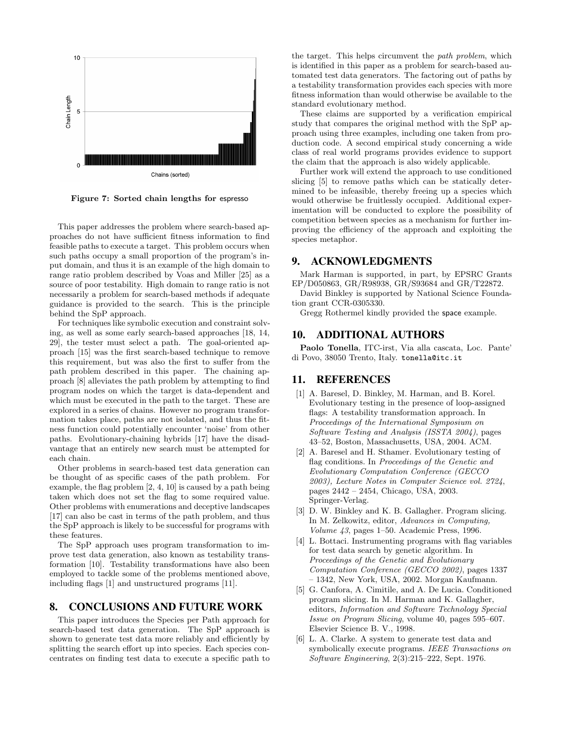Figure 7: Sorted chain lengths for espresso

This paper addresses the problem where search-based approaches do not have sufficient fitness information to find feasible paths to execute a target. This problem occurs when such paths occupy a small proportion of the program's input domain, and thus it is an example of the high domain to range ratio problem described by Voas and Miller [25] as a source of poor testability. High domain to range ratio is not necessarily a problem for search-based methods if adequate guidance is provided to the search. This is the principle behind the SpP approach.

For techniques like symbolic execution and constraint solving, as well as some early search-based approaches [18, 14, 29], the tester must select a path. The goal-oriented approach [15] was the first search-based technique to remove this requirement, but was also the first to suffer from the path problem described in this paper. The chaining approach [8] alleviates the path problem by attempting to find program nodes on which the target is data-dependent and which must be executed in the path to the target. These are explored in a series of chains. However no program transformation takes place, paths are not isolated, and thus the fitness function could potentially encounter 'noise' from other paths. Evolutionary-chaining hybrids [17] have the disadvantage that an entirely new search must be attempted for each chain.

Other problems in search-based test data generation can be thought of as specific cases of the path problem. For example, the flag problem [2, 4, 10] is caused by a path being taken which does not set the flag to some required value. Other problems with enumerations and deceptive landscapes [17] can also be cast in terms of the path problem, and thus the SpP approach is likely to be successful for programs with these features.

The SpP approach uses program transformation to improve test data generation, also known as testability transformation [10]. Testability transformations have also been employed to tackle some of the problems mentioned above, including flags [1] and unstructured programs [11].

## 8. CONCLUSIONS AND FUTURE WORK

This paper introduces the Species per Path approach for search-based test data generation. The SpP approach is shown to generate test data more reliably and efficiently by splitting the search effort up into species. Each species concentrates on finding test data to execute a specific path to the target. This helps circumvent the *path problem*, which is identified in this paper as a problem for search-based automated test data generators. The factoring out of paths by a testability transformation provides each species with more fitness information than would otherwise be available to the standard evolutionary method.

These claims are supported by a verification empirical study that compares the original method with the SpP approach using three examples, including one taken from production code. A second empirical study concerning a wide class of real world programs provides evidence to support the claim that the approach is also widely applicable.

Further work will extend the approach to use conditioned slicing [5] to remove paths which can be statically determined to be infeasible, thereby freeing up a species which would otherwise be fruitlessly occupied. Additional experimentation will be conducted to explore the possibility of competition between species as a mechanism for further improving the efficiency of the approach and exploiting the species metaphor.

## 9. ACKNOWLEDGMENTS

Mark Harman is supported, in part, by EPSRC Grants EP/D050863, GR/R98938, GR/S93684 and GR/T22872.

David Binkley is supported by National Science Foundation grant CCR-0305330.

Gregg Rothermel kindly provided the space example.

## 10. ADDITIONAL AUTHORS

**Paolo Tonella**, ITC-irst, Via alla cascata, Loc. Pante' di Povo, 38050 Trento, Italy. tonella@itc.it

## 11. REFERENCES

[1] A. Baresel, D. Binkley, M. Harman, and B. Korel. Evolutionary testing in the presence of loop-assigned flags: A testability transformation approach. In *Proceedings of the International Symposium on Software Testing and Analysis (ISSTA 2004)*, pages 43–52, Boston, Massachusetts, USA, 2004. ACM.

[2] A. Baresel and H. Sthamer. Evolutionary testing of flag conditions. In *Proceedings of the Genetic and Evolutionary Computation Conference (GECCO 2003), Lecture Notes in Computer Science vol. 2724*, pages 2442 – 2454, Chicago, USA, 2003. Springer-Verlag.

[3] D. W. Binkley and K. B. Gallagher. Program slicing. In M. Zelkowitz, editor, *Advances in Computing, Volume 43*, pages 1–50. Academic Press, 1996.

[4] L. Bottaci. Instrumenting programs with flag variables for test data search by genetic algorithm. In *Proceedings of the Genetic and Evolutionary Computation Conference (GECCO 2002)*, pages 1337 – 1342, New York, USA, 2002. Morgan Kaufmann.

[5] G. Canfora, A. Cimitile, and A. De Lucia. Conditioned program slicing. In M. Harman and K. Gallagher, editors, *Information and Software Technology Special Issue on Program Slicing*, volume 40, pages 595–607. Elsevier Science B. V., 1998.

[6] L. A. Clarke. A system to generate test data and symbolically execute programs. *IEEE Transactions on Software Engineering*, 2(3):215–222, Sept. 1976.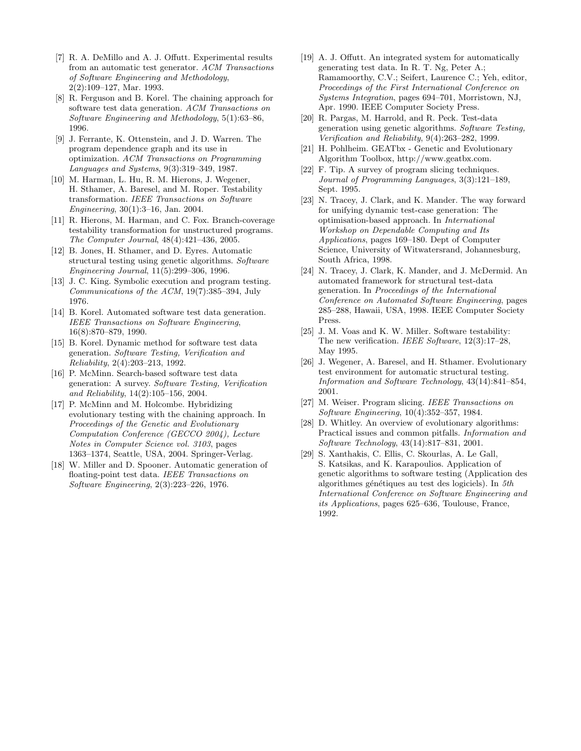[7] R. A. DeMillo and A. J. Offutt. Experimental results from an automatic test generator. *ACM Transactions of Software Engineering and Methodology*, 2(2):109–127, Mar. 1993.

[8] R. Ferguson and B. Korel. The chaining approach for software test data generation. *ACM Transactions on Software Engineering and Methodology*, 5(1):63–86, 1996.

[9] J. Ferrante, K. Ottenstein, and J. D. Warren. The program dependence graph and its use in optimization. *ACM Transactions on Programming Languages and Systems*, 9(3):319–349, 1987.

[10] M. Harman, L. Hu, R. M. Hierons, J. Wegener, H. Sthamer, A. Baresel, and M. Roper. Testability transformation. *IEEE Transactions on Software Engineering*, 30(1):3–16, Jan. 2004.

[11] R. Hierons, M. Harman, and C. Fox. Branch-coverage testability transformation for unstructured programs. *The Computer Journal*, 48(4):421–436, 2005.

[12] B. Jones, H. Sthamer, and D. Eyres. Automatic structural testing using genetic algorithms. *Software Engineering Journal*, 11(5):299–306, 1996.

[13] J. C. King. Symbolic execution and program testing. *Communications of the ACM*, 19(7):385–394, July 1976.

[14] B. Korel. Automated software test data generation. *IEEE Transactions on Software Engineering*, 16(8):870–879, 1990.

[15] B. Korel. Dynamic method for software test data generation. *Software Testing, Verification and Reliability*, 2(4):203–213, 1992.

[16] P. McMinn. Search-based software test data generation: A survey. *Software Testing, Verification and Reliability*, 14(2):105–156, 2004.

[17] P. McMinn and M. Holcombe. Hybridizing evolutionary testing with the chaining approach. In *Proceedings of the Genetic and Evolutionary Computation Conference (GECCO 2004), Lecture Notes in Computer Science vol. 3103*, pages 1363–1374, Seattle, USA, 2004. Springer-Verlag.

[18] W. Miller and D. Spooner. Automatic generation of floating-point test data. *IEEE Transactions on Software Engineering*, 2(3):223–226, 1976.

[19] A. J. Offutt. An integrated system for automatically generating test data. In R. T. Ng, Peter A.; Ramamoorthy, C.V.; Seifert, Laurence C.; Yeh, editor, *Proceedings of the First International Conference on Systems Integration*, pages 694–701, Morristown, NJ, Apr. 1990. IEEE Computer Society Press.

[20] R. Pargas, M. Harrold, and R. Peck. Test-data generation using genetic algorithms. *Software Testing, Verification and Reliability*, 9(4):263–282, 1999.

[21] H. Pohlheim. GEATbx - Genetic and Evolutionary Algorithm Toolbox, http://www.geatbx.com.

[22] F. Tip. A survey of program slicing techniques. *Journal of Programming Languages*, 3(3):121–189, Sept. 1995.

[23] N. Tracey, J. Clark, and K. Mander. The way forward for unifying dynamic test-case generation: The optimisation-based approach. In *International Workshop on Dependable Computing and Its Applications*, pages 169–180. Dept of Computer Science, University of Witwatersrand, Johannesburg, South Africa, 1998.

[24] N. Tracey, J. Clark, K. Mander, and J. McDermid. An automated framework for structural test-data generation. In *Proceedings of the International Conference on Automated Software Engineering*, pages 285–288, Hawaii, USA, 1998. IEEE Computer Society Press.

[25] J. M. Voas and K. W. Miller. Software testability: The new verification. *IEEE Software*, 12(3):17–28, May 1995.

[26] J. Wegener, A. Baresel, and H. Sthamer. Evolutionary test environment for automatic structural testing. *Information and Software Technology*, 43(14):841–854, 2001.

[27] M. Weiser. Program slicing. *IEEE Transactions on Software Engineering*, 10(4):352–357, 1984.

[28] D. Whitley. An overview of evolutionary algorithms: Practical issues and common pitfalls. *Information and Software Technology*, 43(14):817–831, 2001.

[29] S. Xanthakis, C. Ellis, C. Skourlas, A. Le Gall, S. Katsikas, and K. Karapoulios. Application of genetic algorithms to software testing (Application des algorithmes génétiques au test des logiciels). In *5th International Conference on Software Engineering and its Applications*, pages 625–636, Toulouse, France, 1992.